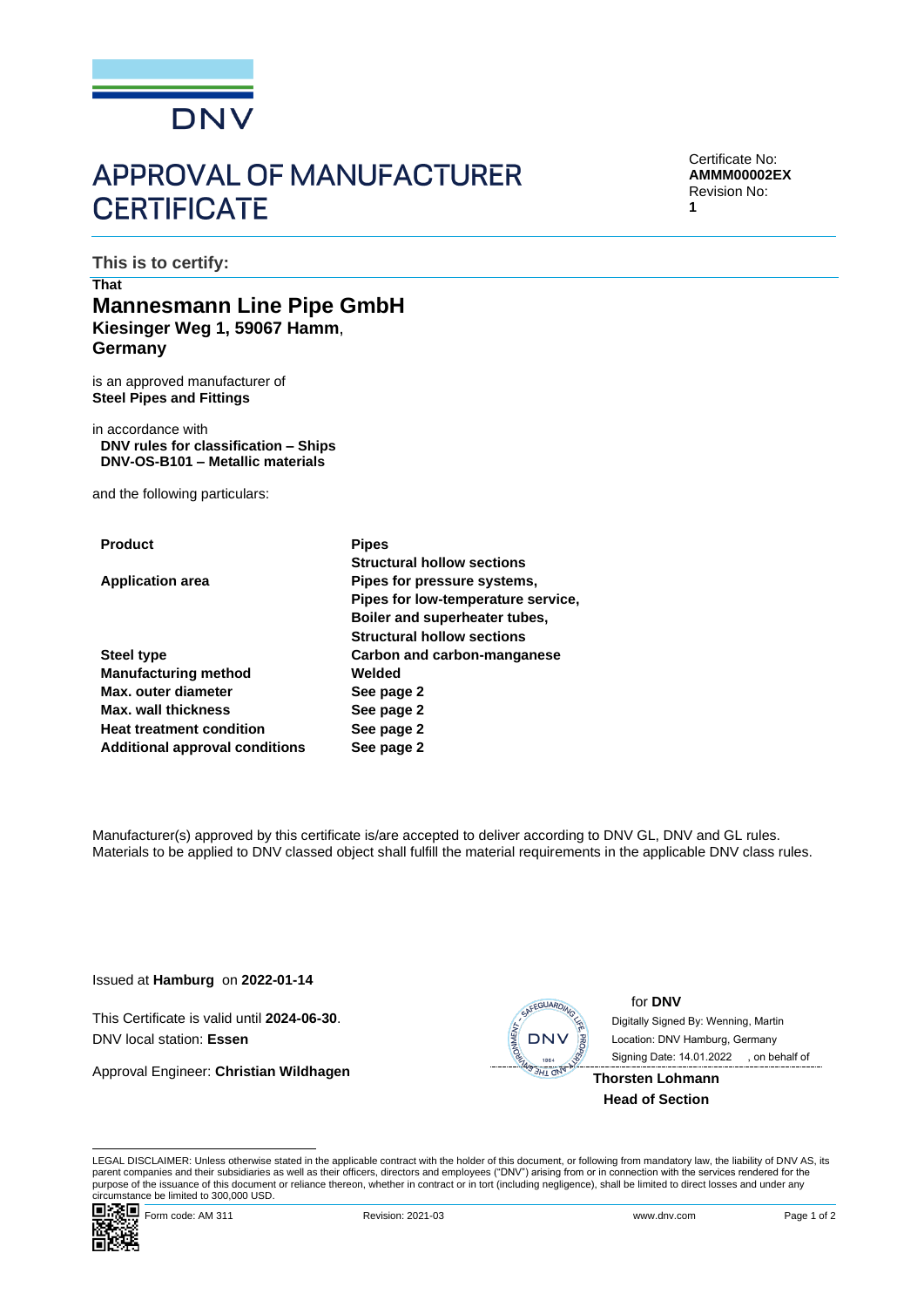# APPROVAL OF MANUFACTURER CERTIFICATE

Certificate No:
**AMMM00002EX**
Revision No:
**1**

**This is to certify:**

**That**

## Mannesmann Line Pipe GmbH

**Kiesinger Weg 1, 59067 Hamm**,
**Germany**

is an approved manufacturer of
**Steel Pipes and Fittings**

in accordance with
**DNV rules for classification – Ships**
**DNV-OS-B101 – Metallic materials**

and the following particulars:

| | |
|---|---|
| **Product** | **Pipes** |
| | **Structural hollow sections** |
| **Application area** | **Pipes for pressure systems,** |
| | **Pipes for low-temperature service,** |
| | **Boiler and superheater tubes,** |
| | **Structural hollow sections** |
| **Steel type** | **Carbon and carbon-manganese** |
| **Manufacturing method** | **Welded** |
| **Max. outer diameter** | **See page 2** |
| **Max. wall thickness** | **See page 2** |
| **Heat treatment condition** | **See page 2** |
| **Additional approval conditions** | **See page 2** |

Manufacturer(s) approved by this certificate is/are accepted to deliver according to DNV GL, DNV and GL rules. Materials to be applied to DNV classed object shall fulfill the material requirements in the applicable DNV class rules.

Issued at **Hamburg** on **2022-01-14**

This Certificate is valid until **2024-06-30**.
DNV local station: **Essen**

Approval Engineer: **Christian Wildhagen**

for **DNV**

Digitally Signed By: Wenning, Martin
Location: DNV Hamburg, Germany
Signing Date: 14.01.2022 , on behalf of

**Thorsten Lohmann**
**Head of Section**

LEGAL DISCLAIMER: Unless otherwise stated in the applicable contract with the holder of this document, or following from mandatory law, the liability of DNV AS, its parent companies and their subsidiaries as well as their officers, directors and employees ("DNV") arising from or in connection with the services rendered for the purpose of the issuance of this document or reliance thereon, whether in contract or in tort (including negligence), shall be limited to direct losses and under any circumstance be limited to 300,000 USD.

Form code: AM 311 Revision: 2021-03 www.dnv.com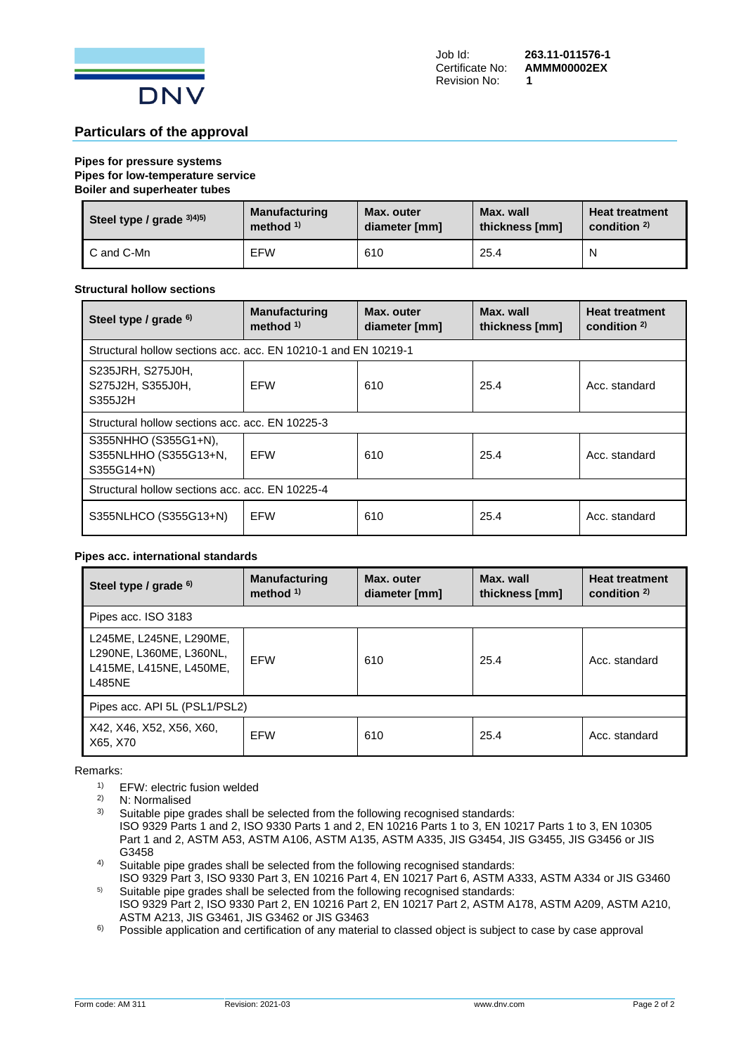Job Id: **263.11-011576-1**
Certificate No: **AMMM00002EX**
Revision No: **1**

## Particulars of the approval

**Pipes for pressure systems**
**Pipes for low-temperature service**
**Boiler and superheater tubes**

| Steel type / grade [3)4)5)] | Manufacturing method [1)] | Max. outer diameter [mm] | Max. wall thickness [mm] | Heat treatment condition [2)] |
|---|---|---|---|---|
| C and C-Mn | EFW | 610 | 25.4 | N |

**Structural hollow sections**

| Steel type / grade [6)] | Manufacturing method [1)] | Max. outer diameter [mm] | Max. wall thickness [mm] | Heat treatment condition [2)] |
|---|---|---|---|---|
| Structural hollow sections acc. acc. EN 10210-1 and EN 10219-1 | | | | |
| S235JRH, S275J0H, S275J2H, S355J0H, S355J2H | EFW | 610 | 25.4 | Acc. standard |
| Structural hollow sections acc. acc. EN 10225-3 | | | | |
| S355NHHO (S355G1+N), S355NLHHO (S355G13+N, S355G14+N) | EFW | 610 | 25.4 | Acc. standard |
| Structural hollow sections acc. acc. EN 10225-4 | | | | |
| S355NLHCO (S355G13+N) | EFW | 610 | 25.4 | Acc. standard |

**Pipes acc. international standards**

| Steel type / grade [6)] | Manufacturing method [1)] | Max. outer diameter [mm] | Max. wall thickness [mm] | Heat treatment condition [2)] |
|---|---|---|---|---|
| Pipes acc. ISO 3183 | | | | |
| L245ME, L245NE, L290ME, L290NE, L360ME, L360NL, L415ME, L415NE, L450ME, L485NE | EFW | 610 | 25.4 | Acc. standard |
| Pipes acc. API 5L (PSL1/PSL2) | | | | |
| X42, X46, X52, X56, X60, X65, X70 | EFW | 610 | 25.4 | Acc. standard |

Remarks:

1) EFW: electric fusion welded
2) N: Normalised
3) Suitable pipe grades shall be selected from the following recognised standards: ISO 9329 Parts 1 and 2, ISO 9330 Parts 1 and 2, EN 10216 Parts 1 to 3, EN 10217 Parts 1 to 3, EN 10305 Part 1 and 2, ASTM A53, ASTM A106, ASTM A135, ASTM A335, JIS G3454, JIS G3455, JIS G3456 or JIS G3458
4) Suitable pipe grades shall be selected from the following recognised standards: ISO 9329 Part 3, ISO 9330 Part 3, EN 10216 Part 4, EN 10217 Part 6, ASTM A333, ASTM A334 or JIS G3460
5) Suitable pipe grades shall be selected from the following recognised standards: ISO 9329 Part 2, ISO 9330 Part 2, EN 10216 Part 2, EN 10217 Part 2, ASTM A178, ASTM A209, ASTM A210, ASTM A213, JIS G3461, JIS G3462 or JIS G3463
6) Possible application and certification of any material to classed object is subject to case by case approval